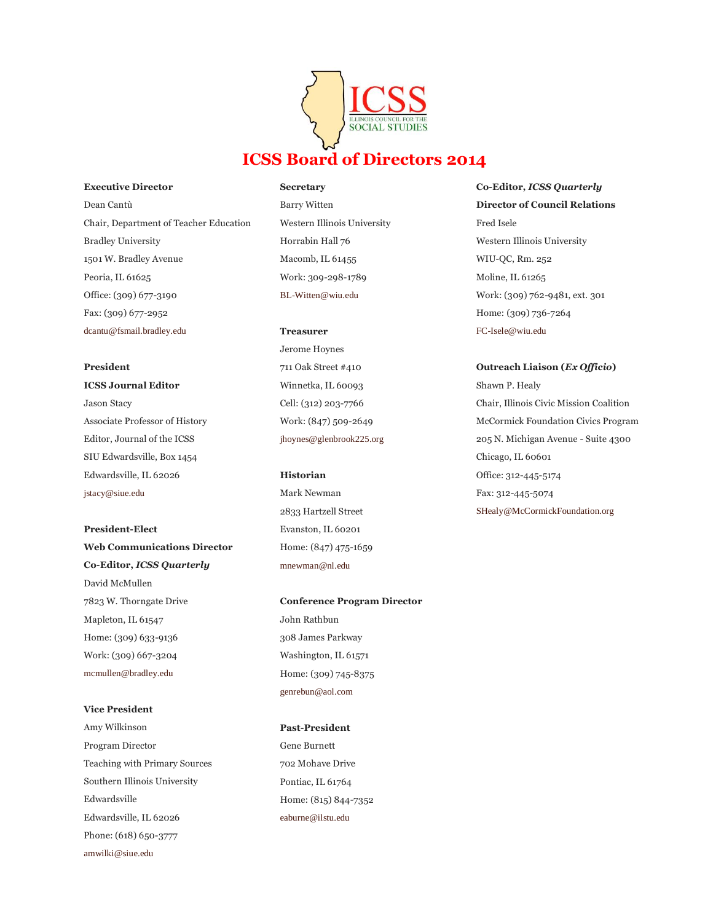# ICSS Board of Directors 2014

**Executive Director**
Dean Cantù
Chair, Department of Teacher Education
Bradley University
1501 W. Bradley Avenue
Peoria, IL 61625
Office: (309) 677-3190
Fax: (309) 677-2952
dcantu@fsmail.bradley.edu

**President**
**ICSS Journal Editor**
Jason Stacy
Associate Professor of History
Editor, Journal of the ICSS
SIU Edwardsville, Box 1454
Edwardsville, IL 62026
jstacy@siue.edu

**President-Elect**
**Web Communications Director**
**Co-Editor, *ICSS Quarterly***
David McMullen
7823 W. Thorngate Drive
Mapleton, IL 61547
Home: (309) 633-9136
Work: (309) 667-3204
mcmullen@bradley.edu

**Vice President**
Amy Wilkinson
Program Director
Teaching with Primary Sources
Southern Illinois University
Edwardsville
Edwardsville, IL 62026
Phone: (618) 650-3777
amwilki@siue.edu

**Secretary**
Barry Witten
Western Illinois University
Horrabin Hall 76
Macomb, IL 61455
Work: 309-298-1789
BL-Witten@wiu.edu

**Treasurer**
Jerome Hoynes
711 Oak Street #410
Winnetka, IL 60093
Cell: (312) 203-7766
Work: (847) 509-2649
jhoynes@glenbrook225.org

**Historian**
Mark Newman
2833 Hartzell Street
Evanston, IL 60201
Home: (847) 475-1659
mnewman@nl.edu

**Conference Program Director**
John Rathbun
308 James Parkway
Washington, IL 61571
Home: (309) 745-8375
genrebun@aol.com

**Past-President**
Gene Burnett
702 Mohave Drive
Pontiac, IL 61764
Home: (815) 844-7352
eaburne@ilstu.edu

**Co-Editor, *ICSS Quarterly***
**Director of Council Relations**
Fred Isele
Western Illinois University
WIU-QC, Rm. 252
Moline, IL 61265
Work: (309) 762-9481, ext. 301
Home: (309) 736-7264
FC-Isele@wiu.edu

**Outreach Liaison (*Ex Officio*)**
Shawn P. Healy
Chair, Illinois Civic Mission Coalition
McCormick Foundation Civics Program
205 N. Michigan Avenue - Suite 4300
Chicago, IL 60601
Office: 312-445-5174
Fax: 312-445-5074
SHealy@McCormickFoundation.org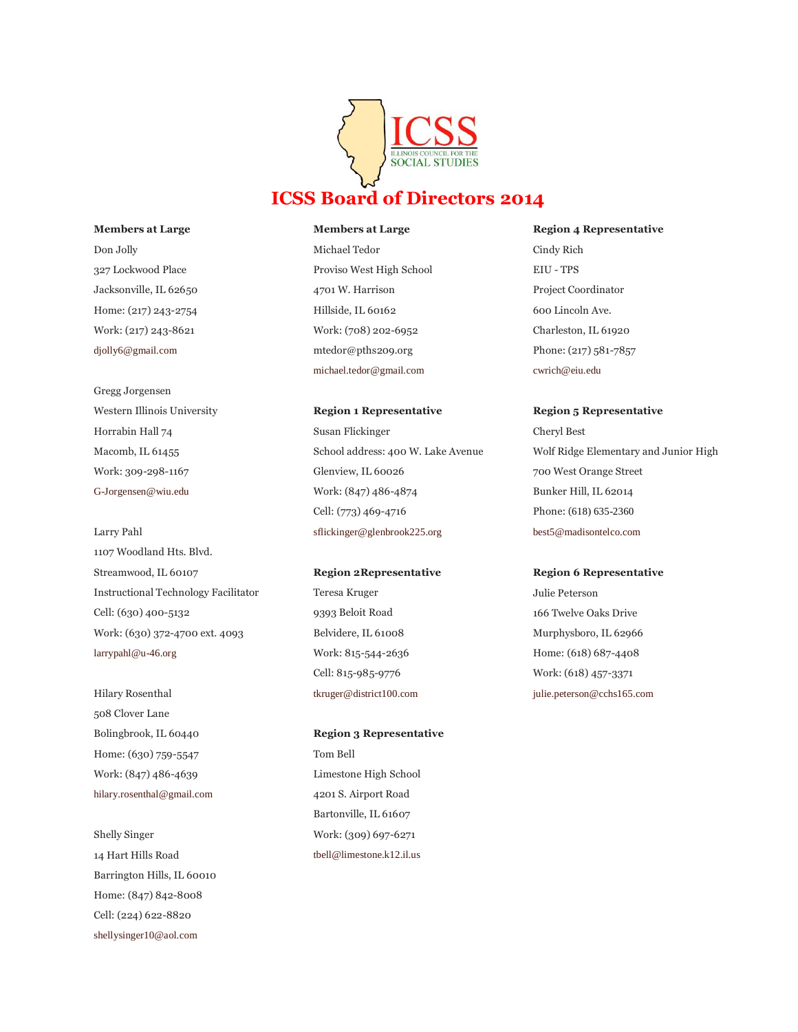ICSS ILLINOIS COUNCIL FOR THE SOCIAL STUDIES

# ICSS Board of Directors 2014

**Members at Large**

Don Jolly
327 Lockwood Place
Jacksonville, IL 62650
Home: (217) 243-2754
Work: (217) 243-8621
djolly6@gmail.com

Gregg Jorgensen
Western Illinois University
Horrabin Hall 74
Macomb, IL 61455
Work: 309-298-1167
G-Jorgensen@wiu.edu

Larry Pahl
1107 Woodland Hts. Blvd.
Streamwood, IL 60107
Instructional Technology Facilitator
Cell: (630) 400-5132
Work: (630) 372-4700 ext. 4093
larrypahl@u-46.org

Hilary Rosenthal
508 Clover Lane
Bolingbrook, IL 60440
Home: (630) 759-5547
Work: (847) 486-4639
hilary.rosenthal@gmail.com

Shelly Singer
14 Hart Hills Road
Barrington Hills, IL 60010
Home: (847) 842-8008
Cell: (224) 622-8820
shellysinger10@aol.com

**Members at Large**

Michael Tedor
Proviso West High School
4701 W. Harrison
Hillside, IL 60162
Work: (708) 202-6952
mtedor@pths209.org
michael.tedor@gmail.com

**Region 1 Representative**

Susan Flickinger
School address: 400 W. Lake Avenue
Glenview, IL 60026
Work: (847) 486-4874
Cell: (773) 469-4716
sflickinger@glenbrook225.org

**Region 2Representative**

Teresa Kruger
9393 Beloit Road
Belvidere, IL 61008
Work: 815-544-2636
Cell: 815-985-9776
tkruger@district100.com

**Region 3 Representative**

Tom Bell
Limestone High School
4201 S. Airport Road
Bartonville, IL 61607
Work: (309) 697-6271
tbell@limestone.k12.il.us

**Region 4 Representative**

Cindy Rich
EIU - TPS
Project Coordinator
600 Lincoln Ave.
Charleston, IL 61920
Phone: (217) 581-7857
cwrich@eiu.edu

**Region 5 Representative**

Cheryl Best
Wolf Ridge Elementary and Junior High
700 West Orange Street
Bunker Hill, IL 62014
Phone: (618) 635-2360
best5@madisontelco.com

**Region 6 Representative**

Julie Peterson
166 Twelve Oaks Drive
Murphysboro, IL 62966
Home: (618) 687-4408
Work: (618) 457-3371
julie.peterson@cchs165.com